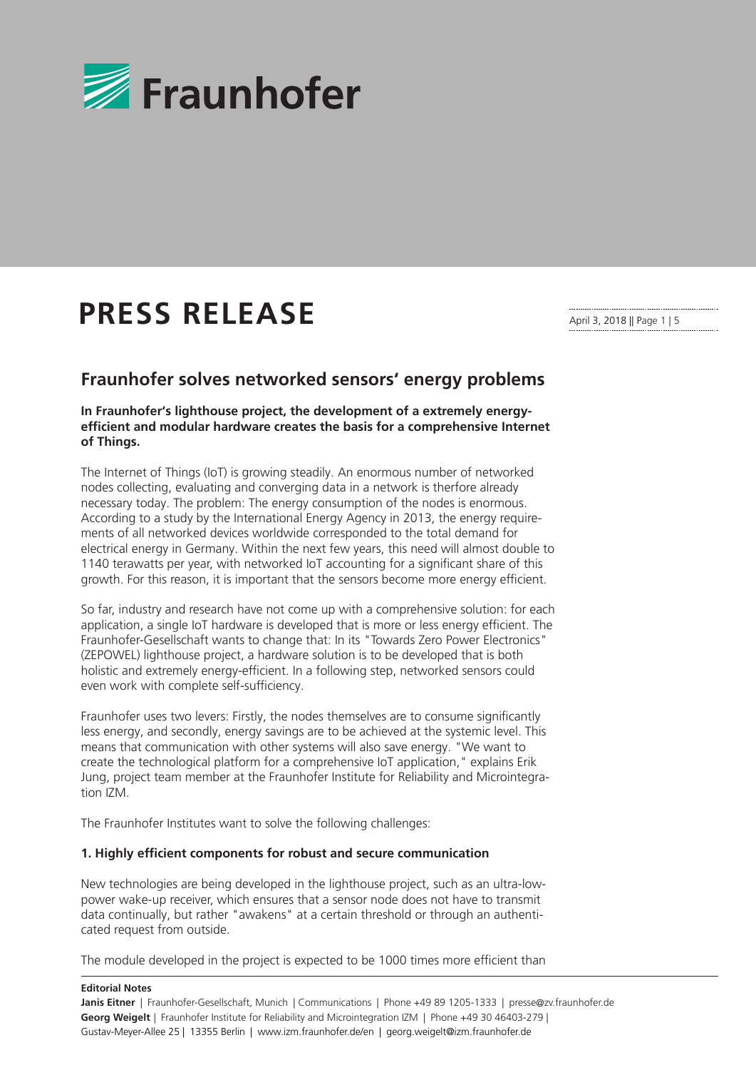# PRESS RELEASE

## Fraunhofer solves networked sensors' energy problems

**In Fraunhofer's lighthouse project, the development of a extremely energy-efficient and modular hardware creates the basis for a comprehensive Internet of Things.**

The Internet of Things (IoT) is growing steadily. An enormous number of networked nodes collecting, evaluating and converging data in a network is therfore already necessary today. The problem: The energy consumption of the nodes is enormous. According to a study by the International Energy Agency in 2013, the energy requirements of all networked devices worldwide corresponded to the total demand for electrical energy in Germany. Within the next few years, this need will almost double to 1140 terawatts per year, with networked IoT accounting for a significant share of this growth. For this reason, it is important that the sensors become more energy efficient.

So far, industry and research have not come up with a comprehensive solution: for each application, a single IoT hardware is developed that is more or less energy efficient. The Fraunhofer-Gesellschaft wants to change that: In its "Towards Zero Power Electronics" (ZEPOWEL) lighthouse project, a hardware solution is to be developed that is both holistic and extremely energy-efficient. In a following step, networked sensors could even work with complete self-sufficiency.

Fraunhofer uses two levers: Firstly, the nodes themselves are to consume significantly less energy, and secondly, energy savings are to be achieved at the systemic level. This means that communication with other systems will also save energy. "We want to create the technological platform for a comprehensive IoT application," explains Erik Jung, project team member at the Fraunhofer Institute for Reliability and Microintegration IZM.

The Fraunhofer Institutes want to solve the following challenges:

### 1. Highly efficient components for robust and secure communication

New technologies are being developed in the lighthouse project, such as an ultra-low-power wake-up receiver, which ensures that a sensor node does not have to transmit data continually, but rather "awakens" at a certain threshold or through an authenticated request from outside.

The module developed in the project is expected to be 1000 times more efficient than

**Editorial Notes**

**Janis Eitner** | Fraunhofer-Gesellschaft, Munich | Communications | Phone +49 89 1205-1333 | presse@zv.fraunhofer.de
**Georg Weigelt** | Fraunhofer Institute for Reliability and Microintegration IZM | Phone +49 30 46403-279 | Gustav-Meyer-Allee 25 | 13355 Berlin | www.izm.fraunhofer.de/en | georg.weigelt@izm.fraunhofer.de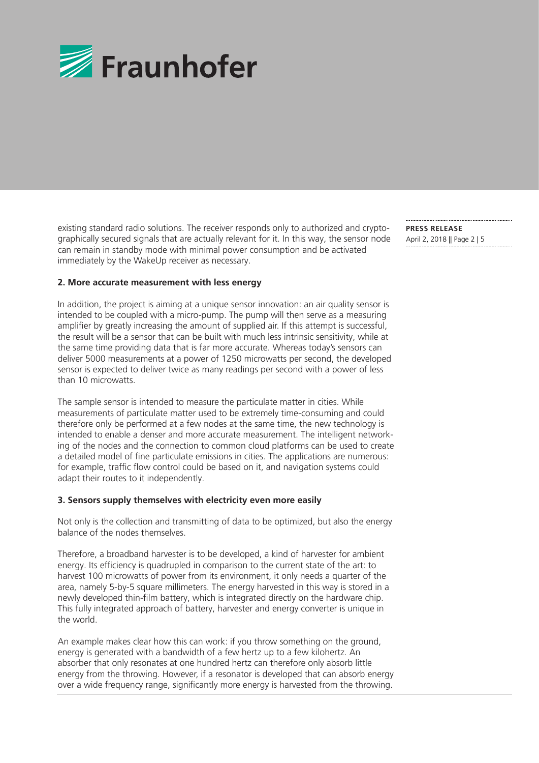existing standard radio solutions. The receiver responds only to authorized and cryptographically secured signals that are actually relevant for it. In this way, the sensor node can remain in standby mode with minimal power consumption and be activated immediately by the WakeUp receiver as necessary.

**2. More accurate measurement with less energy**

In addition, the project is aiming at a unique sensor innovation: an air quality sensor is intended to be coupled with a micro-pump. The pump will then serve as a measuring amplifier by greatly increasing the amount of supplied air. If this attempt is successful, the result will be a sensor that can be built with much less intrinsic sensitivity, while at the same time providing data that is far more accurate. Whereas today's sensors can deliver 5000 measurements at a power of 1250 microwatts per second, the developed sensor is expected to deliver twice as many readings per second with a power of less than 10 microwatts.

The sample sensor is intended to measure the particulate matter in cities. While measurements of particulate matter used to be extremely time-consuming and could therefore only be performed at a few nodes at the same time, the new technology is intended to enable a denser and more accurate measurement. The intelligent networking of the nodes and the connection to common cloud platforms can be used to create a detailed model of fine particulate emissions in cities. The applications are numerous: for example, traffic flow control could be based on it, and navigation systems could adapt their routes to it independently.

**3. Sensors supply themselves with electricity even more easily**

Not only is the collection and transmitting of data to be optimized, but also the energy balance of the nodes themselves.

Therefore, a broadband harvester is to be developed, a kind of harvester for ambient energy. Its efficiency is quadrupled in comparison to the current state of the art: to harvest 100 microwatts of power from its environment, it only needs a quarter of the area, namely 5-by-5 square millimeters. The energy harvested in this way is stored in a newly developed thin-film battery, which is integrated directly on the hardware chip. This fully integrated approach of battery, harvester and energy converter is unique in the world.

An example makes clear how this can work: if you throw something on the ground, energy is generated with a bandwidth of a few hertz up to a few kilohertz. An absorber that only resonates at one hundred hertz can therefore only absorb little energy from the throwing. However, if a resonator is developed that can absorb energy over a wide frequency range, significantly more energy is harvested from the throwing.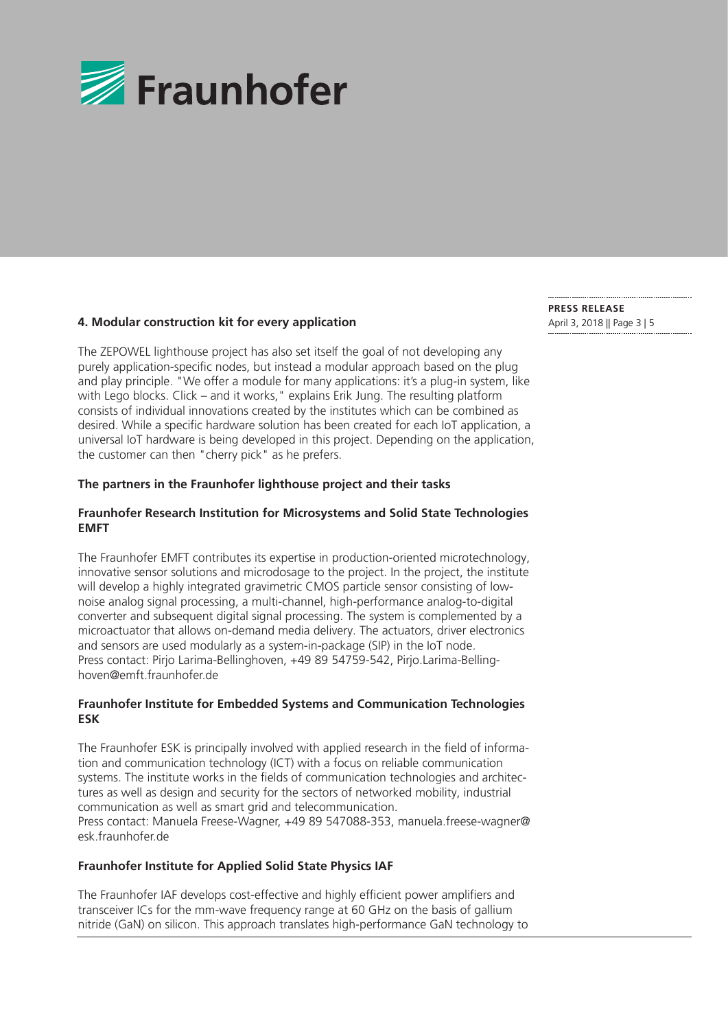#### 4. Modular construction kit for every application

The ZEPOWEL lighthouse project has also set itself the goal of not developing any purely application-specific nodes, but instead a modular approach based on the plug and play principle. "We offer a module for many applications: it's a plug-in system, like with Lego blocks. Click – and it works," explains Erik Jung. The resulting platform consists of individual innovations created by the institutes which can be combined as desired. While a specific hardware solution has been created for each IoT application, a universal IoT hardware is being developed in this project. Depending on the application, the customer can then "cherry pick" as he prefers.

**The partners in the Fraunhofer lighthouse project and their tasks**

**Fraunhofer Research Institution for Microsystems and Solid State Technologies EMFT**

The Fraunhofer EMFT contributes its expertise in production-oriented microtechnology, innovative sensor solutions and microdosage to the project. In the project, the institute will develop a highly integrated gravimetric CMOS particle sensor consisting of low-noise analog signal processing, a multi-channel, high-performance analog-to-digital converter and subsequent digital signal processing. The system is complemented by a microactuator that allows on-demand media delivery. The actuators, driver electronics and sensors are used modularly as a system-in-package (SIP) in the IoT node.
Press contact: Pirjo Larima-Bellinghoven, +49 89 54759-542, Pirjo.Larima-Bellinghoven@emft.fraunhofer.de

**Fraunhofer Institute for Embedded Systems and Communication Technologies ESK**

The Fraunhofer ESK is principally involved with applied research in the field of information and communication technology (ICT) with a focus on reliable communication systems. The institute works in the fields of communication technologies and architectures as well as design and security for the sectors of networked mobility, industrial communication as well as smart grid and telecommunication.
Press contact: Manuela Freese-Wagner, +49 89 547088-353, manuela.freese-wagner@esk.fraunhofer.de

**Fraunhofer Institute for Applied Solid State Physics IAF**

The Fraunhofer IAF develops cost-effective and highly efficient power amplifiers and transceiver ICs for the mm-wave frequency range at 60 GHz on the basis of gallium nitride (GaN) on silicon. This approach translates high-performance GaN technology to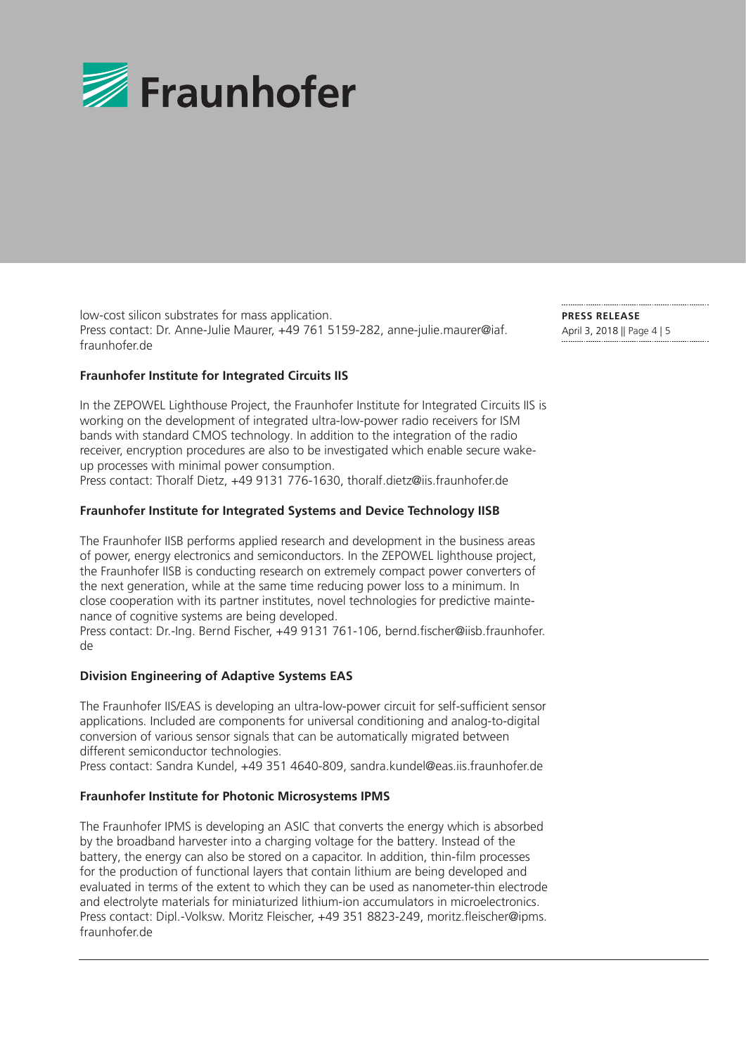low-cost silicon substrates for mass application.
Press contact: Dr. Anne-Julie Maurer, +49 761 5159-282, anne-julie.maurer@iaf.fraunhofer.de

**Fraunhofer Institute for Integrated Circuits IIS**

In the ZEPOWEL Lighthouse Project, the Fraunhofer Institute for Integrated Circuits IIS is working on the development of integrated ultra-low-power radio receivers for ISM bands with standard CMOS technology. In addition to the integration of the radio receiver, encryption procedures are also to be investigated which enable secure wake-up processes with minimal power consumption.
Press contact: Thoralf Dietz, +49 9131 776-1630, thoralf.dietz@iis.fraunhofer.de

**Fraunhofer Institute for Integrated Systems and Device Technology IISB**

The Fraunhofer IISB performs applied research and development in the business areas of power, energy electronics and semiconductors. In the ZEPOWEL lighthouse project, the Fraunhofer IISB is conducting research on extremely compact power converters of the next generation, while at the same time reducing power loss to a minimum. In close cooperation with its partner institutes, novel technologies for predictive maintenance of cognitive systems are being developed.
Press contact: Dr.-Ing. Bernd Fischer, +49 9131 761-106, bernd.fischer@iisb.fraunhofer.de

**Division Engineering of Adaptive Systems EAS**

The Fraunhofer IIS/EAS is developing an ultra-low-power circuit for self-sufficient sensor applications. Included are components for universal conditioning and analog-to-digital conversion of various sensor signals that can be automatically migrated between different semiconductor technologies.
Press contact: Sandra Kundel, +49 351 4640-809, sandra.kundel@eas.iis.fraunhofer.de

**Fraunhofer Institute for Photonic Microsystems IPMS**

The Fraunhofer IPMS is developing an ASIC that converts the energy which is absorbed by the broadband harvester into a charging voltage for the battery. Instead of the battery, the energy can also be stored on a capacitor. In addition, thin-film processes for the production of functional layers that contain lithium are being developed and evaluated in terms of the extent to which they can be used as nanometer-thin electrode and electrolyte materials for miniaturized lithium-ion accumulators in microelectronics.
Press contact: Dipl.-Volksw. Moritz Fleischer, +49 351 8823-249, moritz.fleischer@ipms.fraunhofer.de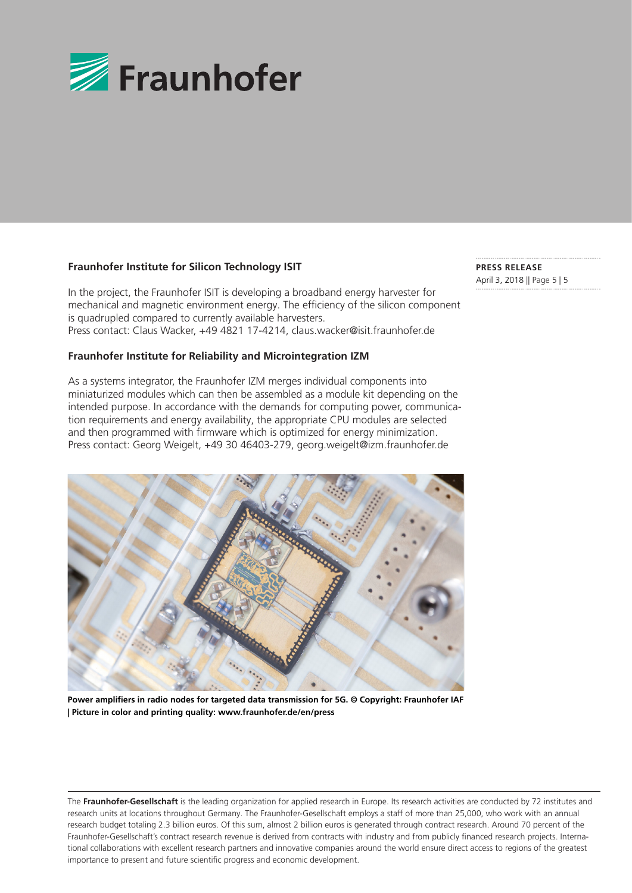### Fraunhofer Institute for Silicon Technology ISIT

In the project, the Fraunhofer ISIT is developing a broadband energy harvester for mechanical and magnetic environment energy. The efficiency of the silicon component is quadrupled compared to currently available harvesters.
Press contact: Claus Wacker, +49 4821 17-4214, claus.wacker@isit.fraunhofer.de

### Fraunhofer Institute for Reliability and Microintegration IZM

As a systems integrator, the Fraunhofer IZM merges individual components into miniaturized modules which can then be assembled as a module kit depending on the intended purpose. In accordance with the demands for computing power, communication requirements and energy availability, the appropriate CPU modules are selected and then programmed with firmware which is optimized for energy minimization.
Press contact: Georg Weigelt, +49 30 46403-279, georg.weigelt@izm.fraunhofer.de

**Power amplifiers in radio nodes for targeted data transmission for 5G. © Copyright: Fraunhofer IAF | Picture in color and printing quality: www.fraunhofer.de/en/press**

The **Fraunhofer-Gesellschaft** is the leading organization for applied research in Europe. Its research activities are conducted by 72 institutes and research units at locations throughout Germany. The Fraunhofer-Gesellschaft employs a staff of more than 25,000, who work with an annual research budget totaling 2.3 billion euros. Of this sum, almost 2 billion euros is generated through contract research. Around 70 percent of the Fraunhofer-Gesellschaft's contract research revenue is derived from contracts with industry and from publicly financed research projects. International collaborations with excellent research partners and innovative companies around the world ensure direct access to regions of the greatest importance to present and future scientific progress and economic development.